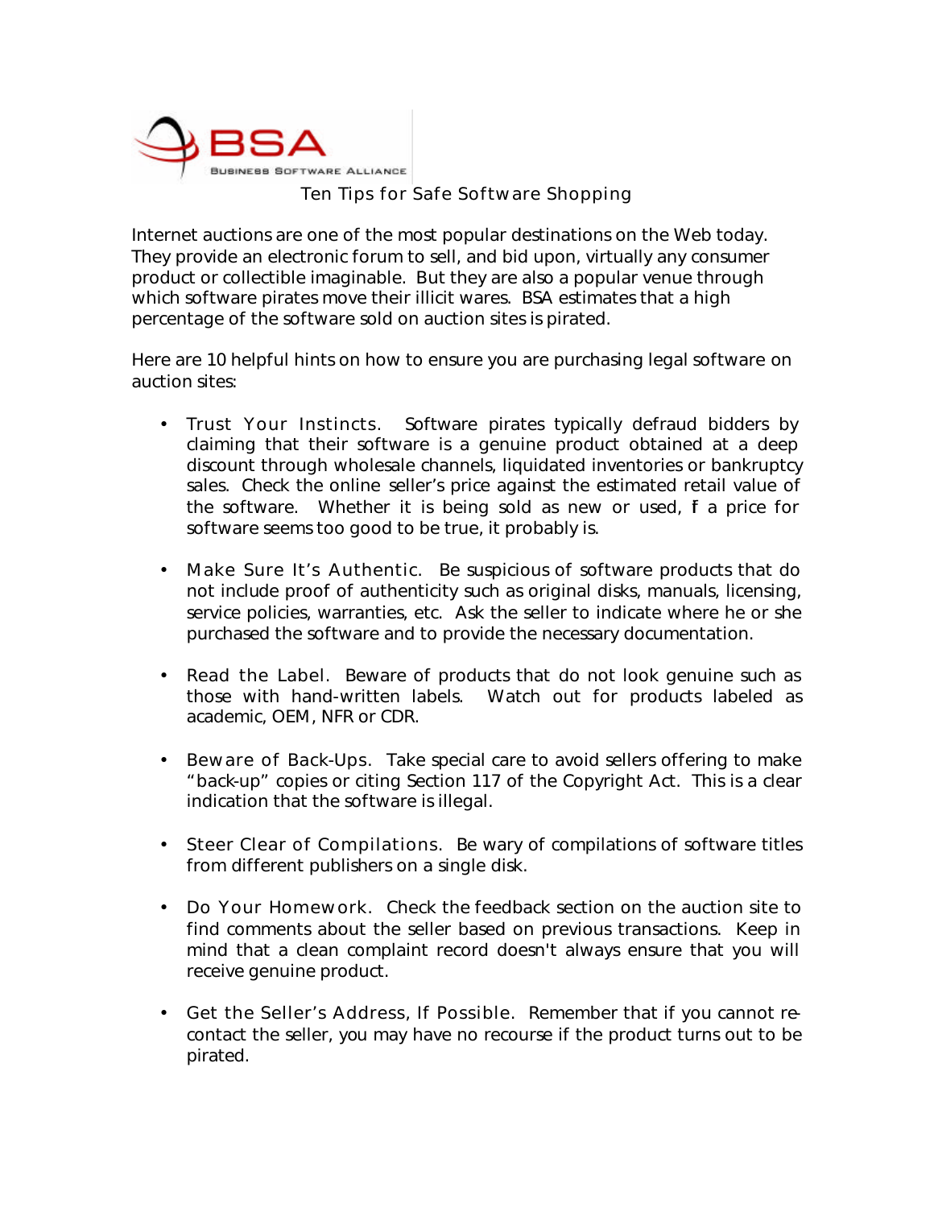BSA
BUSINESS SOFTWARE ALLIANCE

# Ten Tips for Safe Software Shopping

Internet auctions are one of the most popular destinations on the Web today. They provide an electronic forum to sell, and bid upon, virtually any consumer product or collectible imaginable. But they are also a popular venue through which software pirates move their illicit wares. BSA estimates that a high percentage of the software sold on auction sites is pirated.

Here are 10 helpful hints on how to ensure you are purchasing legal software on auction sites:

- Trust Your Instincts. Software pirates typically defraud bidders by claiming that their software is a genuine product obtained at a deep discount through wholesale channels, liquidated inventories or bankruptcy sales. Check the online seller's price against the estimated retail value of the software. Whether it is being sold as new or used, if a price for software seems too good to be true, it probably is.

- Make Sure It's Authentic. Be suspicious of software products that do not include proof of authenticity such as original disks, manuals, licensing, service policies, warranties, etc. Ask the seller to indicate where he or she purchased the software and to provide the necessary documentation.

- Read the Label. Beware of products that do not look genuine such as those with hand-written labels. Watch out for products labeled as academic, OEM, NFR or CDR.

- Beware of Back-Ups. Take special care to avoid sellers offering to make "back-up" copies or citing Section 117 of the Copyright Act. This is a clear indication that the software is illegal.

- Steer Clear of Compilations. Be wary of compilations of software titles from different publishers on a single disk.

- Do Your Homework. Check the feedback section on the auction site to find comments about the seller based on previous transactions. Keep in mind that a clean complaint record doesn't always ensure that you will receive genuine product.

- Get the Seller's Address, If Possible. Remember that if you cannot re-contact the seller, you may have no recourse if the product turns out to be pirated.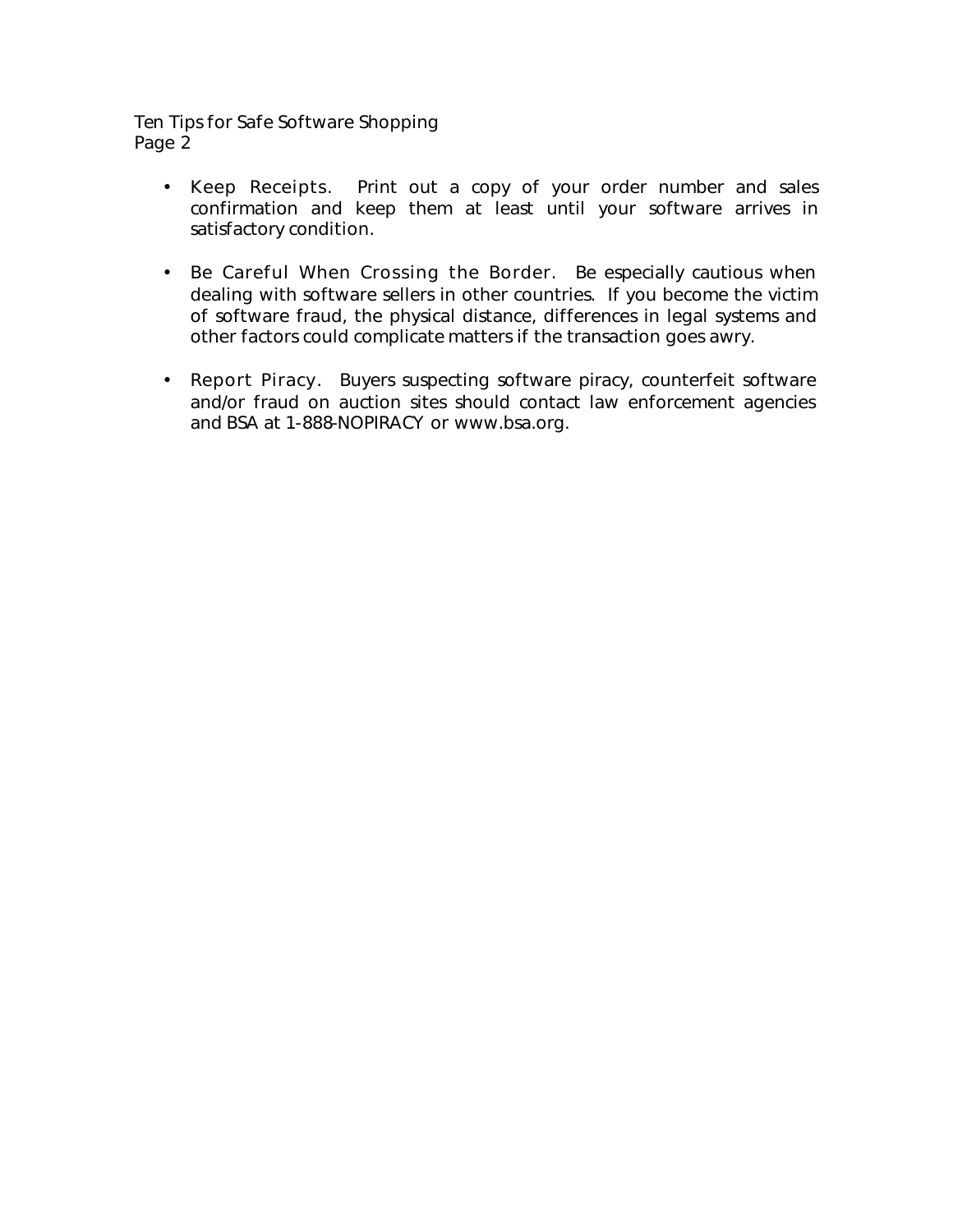- Keep Receipts. Print out a copy of your order number and sales confirmation and keep them at least until your software arrives in satisfactory condition.

- Be Careful When Crossing the Border. Be especially cautious when dealing with software sellers in other countries. If you become the victim of software fraud, the physical distance, differences in legal systems and other factors could complicate matters if the transaction goes awry.

- Report Piracy. Buyers suspecting software piracy, counterfeit software and/or fraud on auction sites should contact law enforcement agencies and BSA at 1-888-NOPIRACY or www.bsa.org.